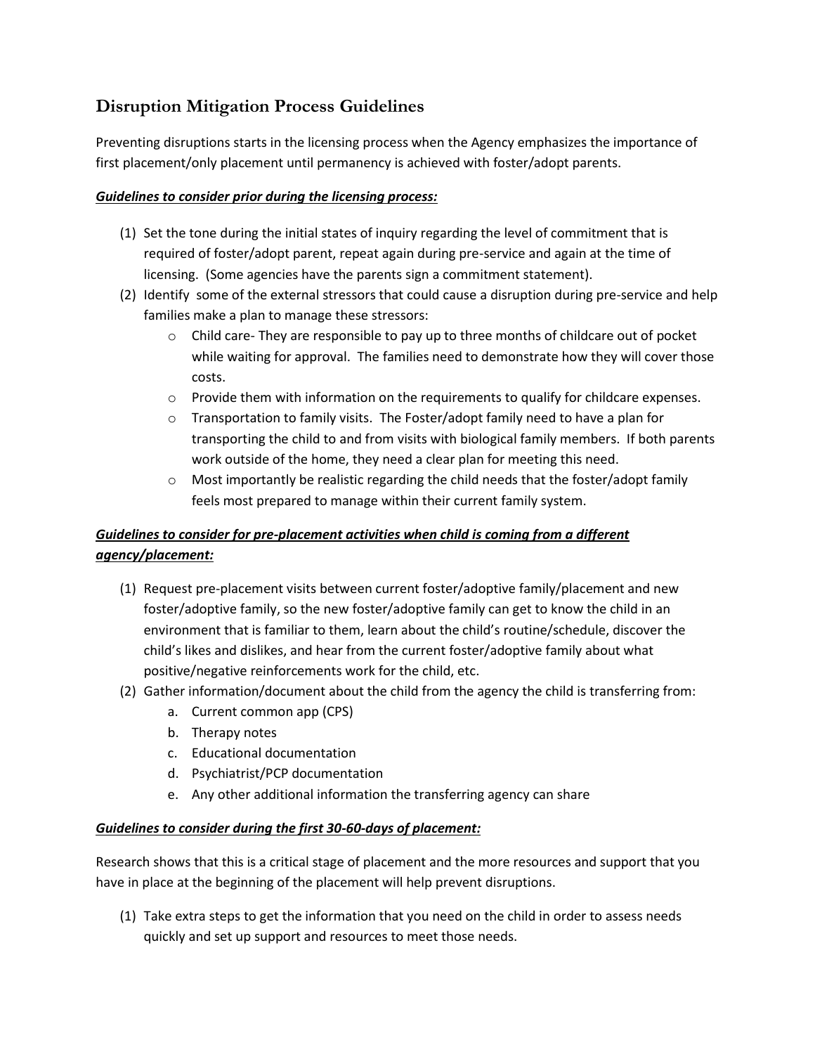## Disruption Mitigation Process Guidelines

Preventing disruptions starts in the licensing process when the Agency emphasizes the importance of first placement/only placement until permanency is achieved with foster/adopt parents.

***Guidelines to consider prior during the licensing process:***

(1) Set the tone during the initial states of inquiry regarding the level of commitment that is required of foster/adopt parent, repeat again during pre-service and again at the time of licensing. (Some agencies have the parents sign a commitment statement).

(2) Identify some of the external stressors that could cause a disruption during pre-service and help families make a plan to manage these stressors:

- Child care- They are responsible to pay up to three months of childcare out of pocket while waiting for approval. The families need to demonstrate how they will cover those costs.
- Provide them with information on the requirements to qualify for childcare expenses.
- Transportation to family visits. The Foster/adopt family need to have a plan for transporting the child to and from visits with biological family members. If both parents work outside of the home, they need a clear plan for meeting this need.
- Most importantly be realistic regarding the child needs that the foster/adopt family feels most prepared to manage within their current family system.

***Guidelines to consider for pre-placement activities when child is coming from a different agency/placement:***

(1) Request pre-placement visits between current foster/adoptive family/placement and new foster/adoptive family, so the new foster/adoptive family can get to know the child in an environment that is familiar to them, learn about the child's routine/schedule, discover the child's likes and dislikes, and hear from the current foster/adoptive family about what positive/negative reinforcements work for the child, etc.

(2) Gather information/document about the child from the agency the child is transferring from:

   a. Current common app (CPS)
   b. Therapy notes
   c. Educational documentation
   d. Psychiatrist/PCP documentation
   e. Any other additional information the transferring agency can share

***Guidelines to consider during the first 30-60-days of placement:***

Research shows that this is a critical stage of placement and the more resources and support that you have in place at the beginning of the placement will help prevent disruptions.

(1) Take extra steps to get the information that you need on the child in order to assess needs quickly and set up support and resources to meet those needs.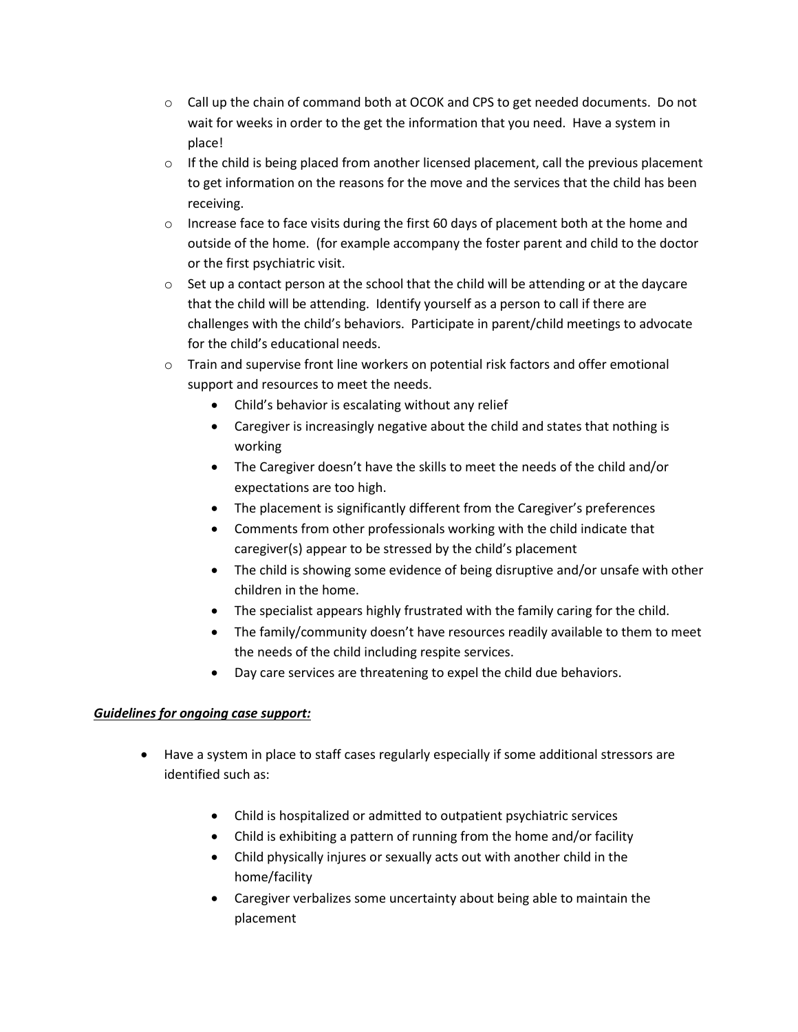- Call up the chain of command both at OCOK and CPS to get needed documents. Do not wait for weeks in order to the get the information that you need. Have a system in place!
- If the child is being placed from another licensed placement, call the previous placement to get information on the reasons for the move and the services that the child has been receiving.
- Increase face to face visits during the first 60 days of placement both at the home and outside of the home. (for example accompany the foster parent and child to the doctor or the first psychiatric visit.
- Set up a contact person at the school that the child will be attending or at the daycare that the child will be attending. Identify yourself as a person to call if there are challenges with the child's behaviors. Participate in parent/child meetings to advocate for the child's educational needs.
- Train and supervise front line workers on potential risk factors and offer emotional support and resources to meet the needs.
  - Child's behavior is escalating without any relief
  - Caregiver is increasingly negative about the child and states that nothing is working
  - The Caregiver doesn't have the skills to meet the needs of the child and/or expectations are too high.
  - The placement is significantly different from the Caregiver's preferences
  - Comments from other professionals working with the child indicate that caregiver(s) appear to be stressed by the child's placement
  - The child is showing some evidence of being disruptive and/or unsafe with other children in the home.
  - The specialist appears highly frustrated with the family caring for the child.
  - The family/community doesn't have resources readily available to them to meet the needs of the child including respite services.
  - Day care services are threatening to expel the child due behaviors.

***<u>Guidelines for ongoing case support:</u>***

- Have a system in place to staff cases regularly especially if some additional stressors are identified such as:
  - Child is hospitalized or admitted to outpatient psychiatric services
  - Child is exhibiting a pattern of running from the home and/or facility
  - Child physically injures or sexually acts out with another child in the home/facility
  - Caregiver verbalizes some uncertainty about being able to maintain the placement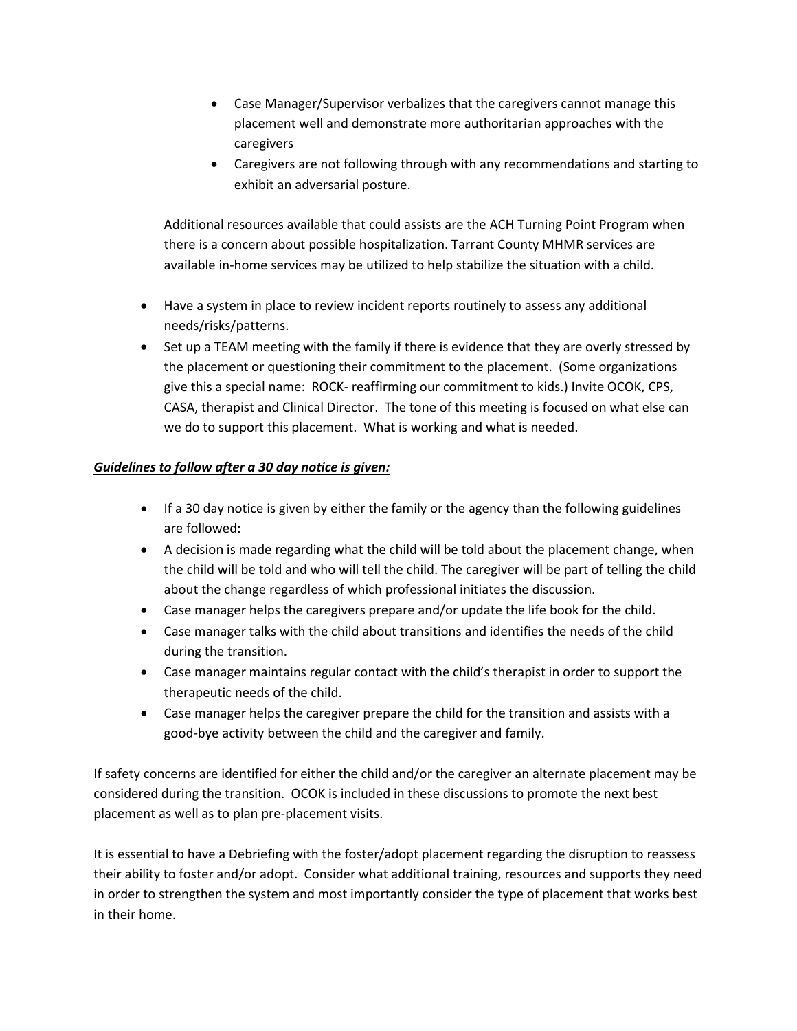- Case Manager/Supervisor verbalizes that the caregivers cannot manage this placement well and demonstrate more authoritarian approaches with the caregivers
- Caregivers are not following through with any recommendations and starting to exhibit an adversarial posture.

Additional resources available that could assists are the ACH Turning Point Program when there is a concern about possible hospitalization. Tarrant County MHMR services are available in-home services may be utilized to help stabilize the situation with a child.

- Have a system in place to review incident reports routinely to assess any additional needs/risks/patterns.
- Set up a TEAM meeting with the family if there is evidence that they are overly stressed by the placement or questioning their commitment to the placement. (Some organizations give this a special name: ROCK- reaffirming our commitment to kids.) Invite OCOK, CPS, CASA, therapist and Clinical Director. The tone of this meeting is focused on what else can we do to support this placement. What is working and what is needed.

***Guidelines to follow after a 30 day notice is given:***

- If a 30 day notice is given by either the family or the agency than the following guidelines are followed:
- A decision is made regarding what the child will be told about the placement change, when the child will be told and who will tell the child. The caregiver will be part of telling the child about the change regardless of which professional initiates the discussion.
- Case manager helps the caregivers prepare and/or update the life book for the child.
- Case manager talks with the child about transitions and identifies the needs of the child during the transition.
- Case manager maintains regular contact with the child's therapist in order to support the therapeutic needs of the child.
- Case manager helps the caregiver prepare the child for the transition and assists with a good-bye activity between the child and the caregiver and family.

If safety concerns are identified for either the child and/or the caregiver an alternate placement may be considered during the transition. OCOK is included in these discussions to promote the next best placement as well as to plan pre-placement visits.

It is essential to have a Debriefing with the foster/adopt placement regarding the disruption to reassess their ability to foster and/or adopt. Consider what additional training, resources and supports they need in order to strengthen the system and most importantly consider the type of placement that works best in their home.